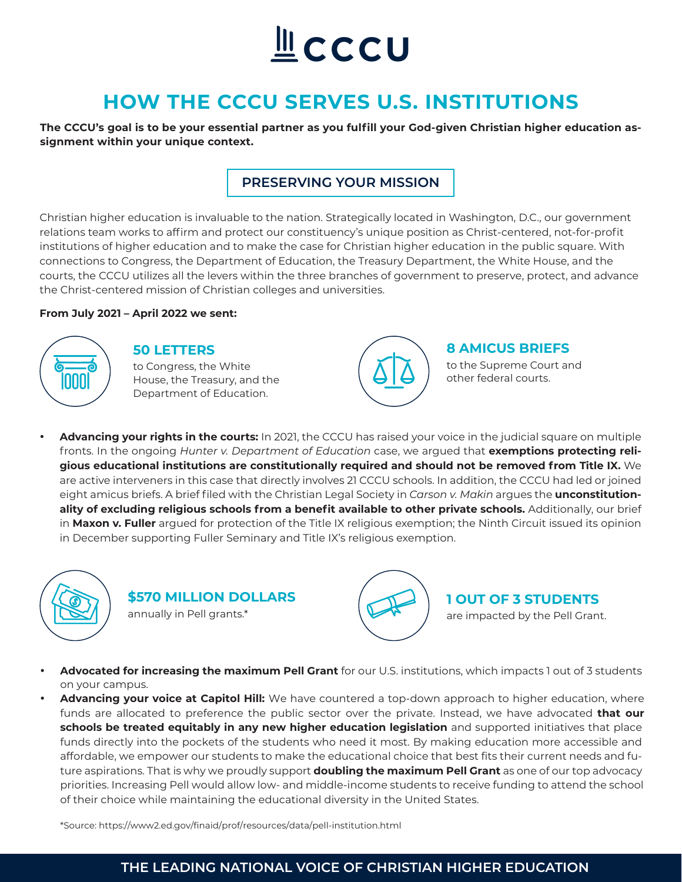# CCCU

## HOW THE CCCU SERVES U.S. INSTITUTIONS

**The CCCU's goal is to be your essential partner as you fulfill your God-given Christian higher education assignment within your unique context.**

### PRESERVING YOUR MISSION

Christian higher education is invaluable to the nation. Strategically located in Washington, D.C., our government relations team works to affirm and protect our constituency's unique position as Christ-centered, not-for-profit institutions of higher education and to make the case for Christian higher education in the public square. With connections to Congress, the Department of Education, the Treasury Department, the White House, and the courts, the CCCU utilizes all the levers within the three branches of government to preserve, protect, and advance the Christ-centered mission of Christian colleges and universities.

**From July 2021 – April 2022 we sent:**

**50 LETTERS**
to Congress, the White House, the Treasury, and the Department of Education.

**8 AMICUS BRIEFS**
to the Supreme Court and other federal courts.

- **Advancing your rights in the courts:** In 2021, the CCCU has raised your voice in the judicial square on multiple fronts. In the ongoing *Hunter v. Department of Education* case, we argued that **exemptions protecting religious educational institutions are constitutionally required and should not be removed from Title IX.** We are active interveners in this case that directly involves 21 CCCU schools. In addition, the CCCU had led or joined eight amicus briefs. A brief filed with the Christian Legal Society in *Carson v. Makin* argues the **unconstitutionality of excluding religious schools from a benefit available to other private schools.** Additionally, our brief in **Maxon v. Fuller** argued for protection of the Title IX religious exemption; the Ninth Circuit issued its opinion in December supporting Fuller Seminary and Title IX's religious exemption.

**$570 MILLION DOLLARS**
annually in Pell grants.*

**1 OUT OF 3 STUDENTS**
are impacted by the Pell Grant.

- **Advocated for increasing the maximum Pell Grant** for our U.S. institutions, which impacts 1 out of 3 students on your campus.
- **Advancing your voice at Capitol Hill:** We have countered a top-down approach to higher education, where funds are allocated to preference the public sector over the private. Instead, we have advocated **that our schools be treated equitably in any new higher education legislation** and supported initiatives that place funds directly into the pockets of the students who need it most. By making education more accessible and affordable, we empower our students to make the educational choice that best fits their current needs and future aspirations. That is why we proudly support **doubling the maximum Pell Grant** as one of our top advocacy priorities. Increasing Pell would allow low- and middle-income students to receive funding to attend the school of their choice while maintaining the educational diversity in the United States.

*Source: https://www2.ed.gov/finaid/prof/resources/data/pell-institution.html

**THE LEADING NATIONAL VOICE OF CHRISTIAN HIGHER EDUCATION**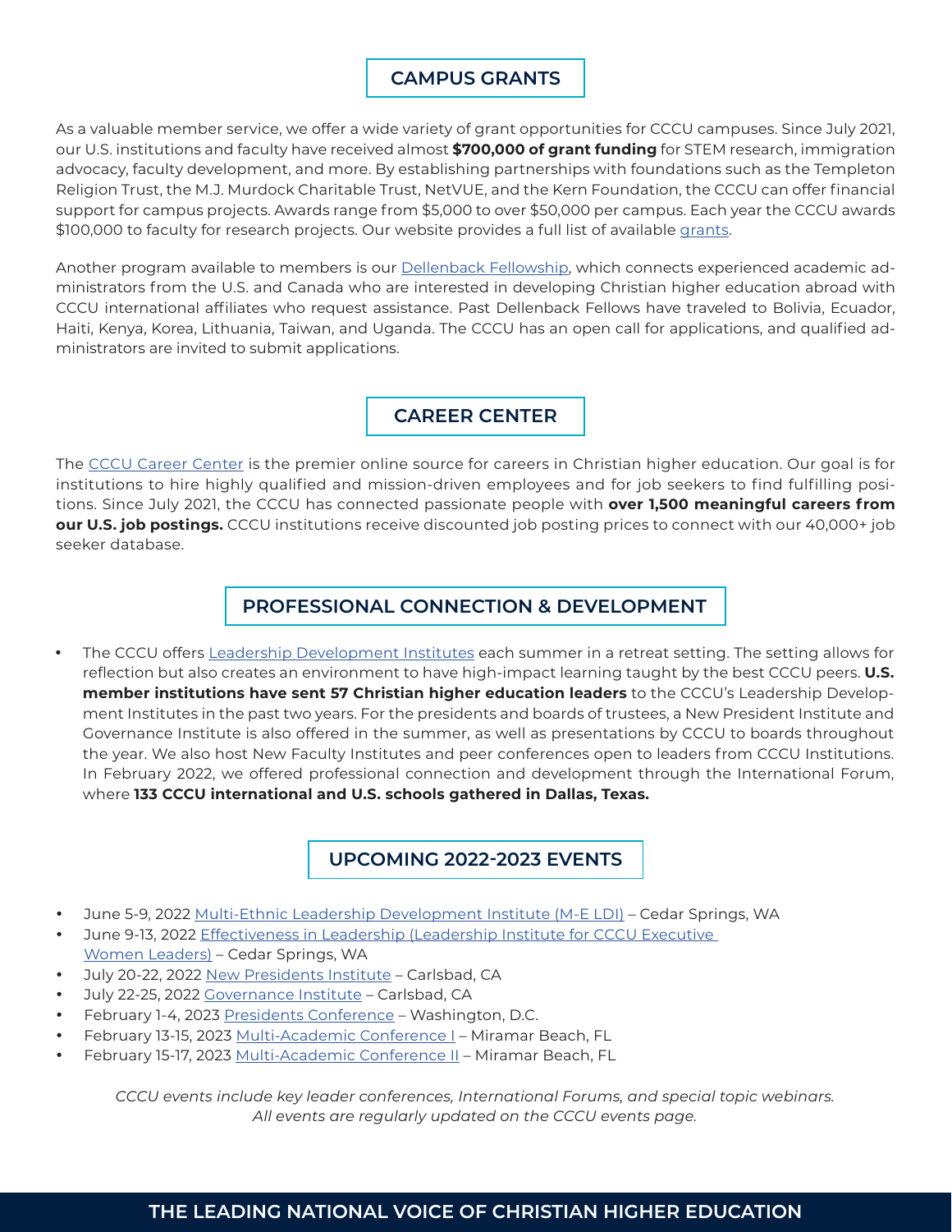## CAMPUS GRANTS

As a valuable member service, we offer a wide variety of grant opportunities for CCCU campuses. Since July 2021, our U.S. institutions and faculty have received almost **$700,000 of grant funding** for STEM research, immigration advocacy, faculty development, and more. By establishing partnerships with foundations such as the Templeton Religion Trust, the M.J. Murdock Charitable Trust, NetVUE, and the Kern Foundation, the CCCU can offer financial support for campus projects. Awards range from $5,000 to over $50,000 per campus. Each year the CCCU awards $100,000 to faculty for research projects. Our website provides a full list of available grants.

Another program available to members is our Dellenback Fellowship, which connects experienced academic administrators from the U.S. and Canada who are interested in developing Christian higher education abroad with CCCU international affiliates who request assistance. Past Dellenback Fellows have traveled to Bolivia, Ecuador, Haiti, Kenya, Korea, Lithuania, Taiwan, and Uganda. The CCCU has an open call for applications, and qualified administrators are invited to submit applications.

## CAREER CENTER

The CCCU Career Center is the premier online source for careers in Christian higher education. Our goal is for institutions to hire highly qualified and mission-driven employees and for job seekers to find fulfilling positions. Since July 2021, the CCCU has connected passionate people with **over 1,500 meaningful careers from our U.S. job postings.** CCCU institutions receive discounted job posting prices to connect with our 40,000+ job seeker database.

## PROFESSIONAL CONNECTION & DEVELOPMENT

- The CCCU offers Leadership Development Institutes each summer in a retreat setting. The setting allows for reflection but also creates an environment to have high-impact learning taught by the best CCCU peers. **U.S. member institutions have sent 57 Christian higher education leaders** to the CCCU's Leadership Development Institutes in the past two years. For the presidents and boards of trustees, a New President Institute and Governance Institute is also offered in the summer, as well as presentations by CCCU to boards throughout the year. We also host New Faculty Institutes and peer conferences open to leaders from CCCU Institutions. In February 2022, we offered professional connection and development through the International Forum, where **133 CCCU international and U.S. schools gathered in Dallas, Texas.**

## UPCOMING 2022-2023 EVENTS

- June 5-9, 2022 Multi-Ethnic Leadership Development Institute (M-E LDI) – Cedar Springs, WA
- June 9-13, 2022 Effectiveness in Leadership (Leadership Institute for CCCU Executive Women Leaders) – Cedar Springs, WA
- July 20-22, 2022 New Presidents Institute – Carlsbad, CA
- July 22-25, 2022 Governance Institute – Carlsbad, CA
- February 1-4, 2023 Presidents Conference – Washington, D.C.
- February 13-15, 2023 Multi-Academic Conference I – Miramar Beach, FL
- February 15-17, 2023 Multi-Academic Conference II – Miramar Beach, FL

*CCCU events include key leader conferences, International Forums, and special topic webinars. All events are regularly updated on the CCCU events page.*

THE LEADING NATIONAL VOICE OF CHRISTIAN HIGHER EDUCATION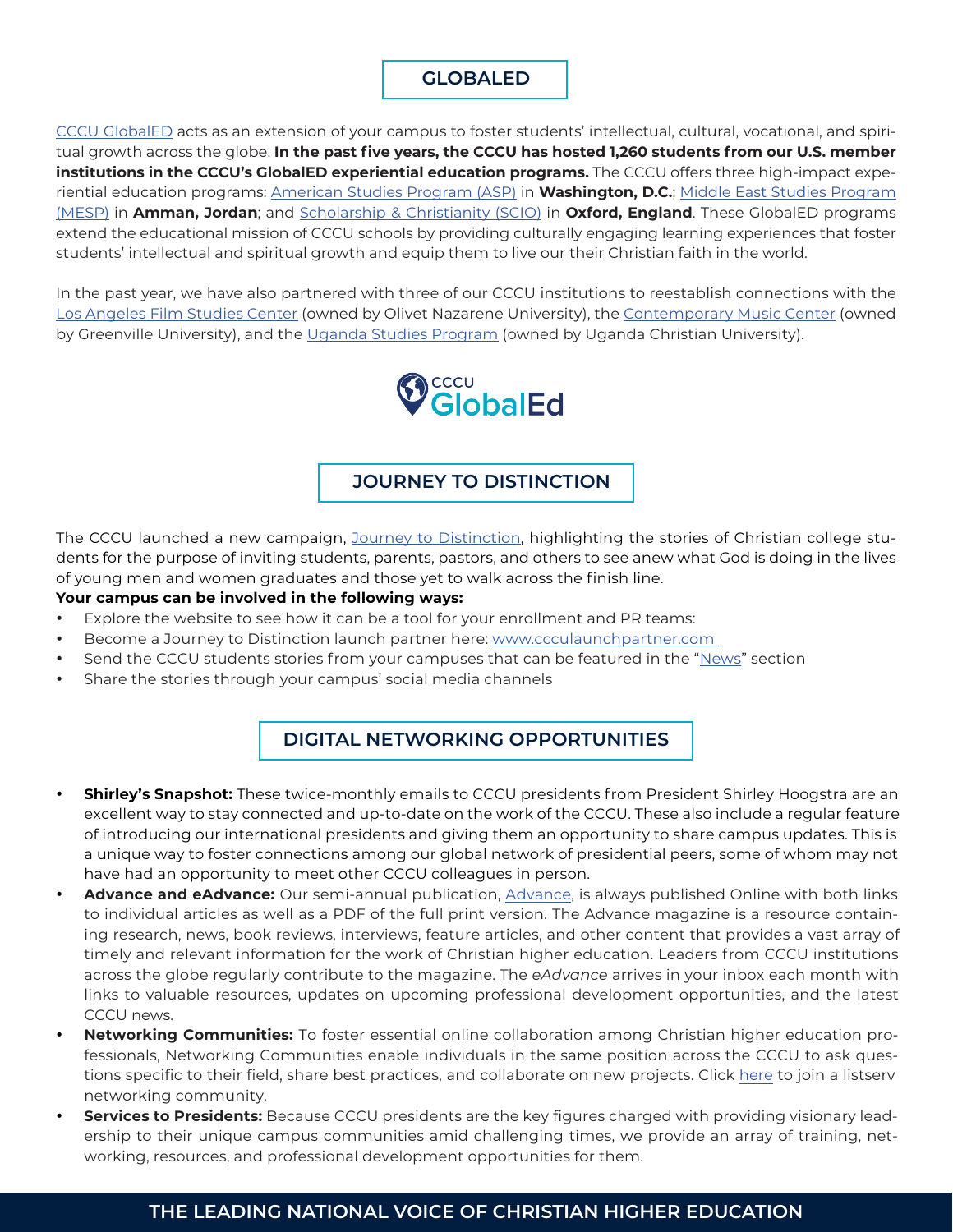## GLOBALED

CCCU GlobalED acts as an extension of your campus to foster students' intellectual, cultural, vocational, and spiritual growth across the globe. **In the past five years, the CCCU has hosted 1,260 students from our U.S. member institutions in the CCCU's GlobalED experiential education programs.** The CCCU offers three high-impact experiential education programs: American Studies Program (ASP) in **Washington, D.C.**; Middle East Studies Program (MESP) in **Amman, Jordan**; and Scholarship & Christianity (SCIO) in **Oxford, England**. These GlobalED programs extend the educational mission of CCCU schools by providing culturally engaging learning experiences that foster students' intellectual and spiritual growth and equip them to live our their Christian faith in the world.

In the past year, we have also partnered with three of our CCCU institutions to reestablish connections with the Los Angeles Film Studies Center (owned by Olivet Nazarene University), the Contemporary Music Center (owned by Greenville University), and the Uganda Studies Program (owned by Uganda Christian University).

CCCU GlobalEd

## JOURNEY TO DISTINCTION

The CCCU launched a new campaign, Journey to Distinction, highlighting the stories of Christian college students for the purpose of inviting students, parents, pastors, and others to see anew what God is doing in the lives of young men and women graduates and those yet to walk across the finish line.

**Your campus can be involved in the following ways:**

- Explore the website to see how it can be a tool for your enrollment and PR teams:
- Become a Journey to Distinction launch partner here: www.ccculaunchpartner.com
- Send the CCCU students stories from your campuses that can be featured in the "News" section
- Share the stories through your campus' social media channels

## DIGITAL NETWORKING OPPORTUNITIES

- **Shirley's Snapshot:** These twice-monthly emails to CCCU presidents from President Shirley Hoogstra are an excellent way to stay connected and up-to-date on the work of the CCCU. These also include a regular feature of introducing our international presidents and giving them an opportunity to share campus updates. This is a unique way to foster connections among our global network of presidential peers, some of whom may not have had an opportunity to meet other CCCU colleagues in person.
- **Advance and eAdvance:** Our semi-annual publication, Advance, is always published Online with both links to individual articles as well as a PDF of the full print version. The Advance magazine is a resource containing research, news, book reviews, interviews, feature articles, and other content that provides a vast array of timely and relevant information for the work of Christian higher education. Leaders from CCCU institutions across the globe regularly contribute to the magazine. The *eAdvance* arrives in your inbox each month with links to valuable resources, updates on upcoming professional development opportunities, and the latest CCCU news.
- **Networking Communities:** To foster essential online collaboration among Christian higher education professionals, Networking Communities enable individuals in the same position across the CCCU to ask questions specific to their field, share best practices, and collaborate on new projects. Click here to join a listserv networking community.
- **Services to Presidents:** Because CCCU presidents are the key figures charged with providing visionary leadership to their unique campus communities amid challenging times, we provide an array of training, networking, resources, and professional development opportunities for them.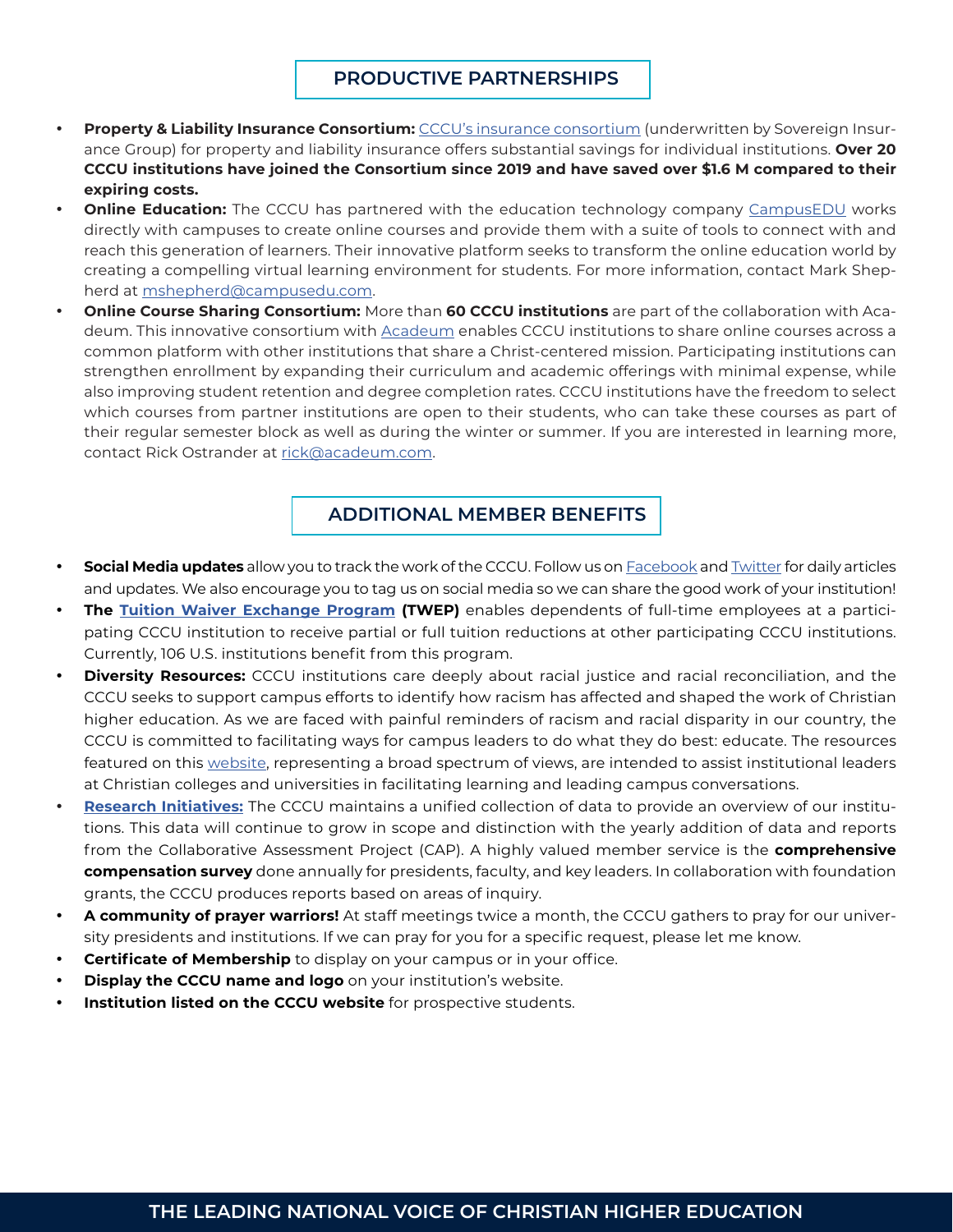## PRODUCTIVE PARTNERSHIPS

- **Property & Liability Insurance Consortium:** CCCU's insurance consortium (underwritten by Sovereign Insurance Group) for property and liability insurance offers substantial savings for individual institutions. **Over 20 CCCU institutions have joined the Consortium since 2019 and have saved over $1.6 M compared to their expiring costs.**
- **Online Education:** The CCCU has partnered with the education technology company CampusEDU works directly with campuses to create online courses and provide them with a suite of tools to connect with and reach this generation of learners. Their innovative platform seeks to transform the online education world by creating a compelling virtual learning environment for students. For more information, contact Mark Shepherd at mshepherd@campusedu.com.
- **Online Course Sharing Consortium:** More than **60 CCCU institutions** are part of the collaboration with Acadeum. This innovative consortium with Acadeum enables CCCU institutions to share online courses across a common platform with other institutions that share a Christ-centered mission. Participating institutions can strengthen enrollment by expanding their curriculum and academic offerings with minimal expense, while also improving student retention and degree completion rates. CCCU institutions have the freedom to select which courses from partner institutions are open to their students, who can take these courses as part of their regular semester block as well as during the winter or summer. If you are interested in learning more, contact Rick Ostrander at rick@acadeum.com.

## ADDITIONAL MEMBER BENEFITS

- **Social Media updates** allow you to track the work of the CCCU. Follow us on Facebook and Twitter for daily articles and updates. We also encourage you to tag us on social media so we can share the good work of your institution!
- **The Tuition Waiver Exchange Program (TWEP)** enables dependents of full-time employees at a participating CCCU institution to receive partial or full tuition reductions at other participating CCCU institutions. Currently, 106 U.S. institutions benefit from this program.
- **Diversity Resources:** CCCU institutions care deeply about racial justice and racial reconciliation, and the CCCU seeks to support campus efforts to identify how racism has affected and shaped the work of Christian higher education. As we are faced with painful reminders of racism and racial disparity in our country, the CCCU is committed to facilitating ways for campus leaders to do what they do best: educate. The resources featured on this website, representing a broad spectrum of views, are intended to assist institutional leaders at Christian colleges and universities in facilitating learning and leading campus conversations.
- **Research Initiatives:** The CCCU maintains a unified collection of data to provide an overview of our institutions. This data will continue to grow in scope and distinction with the yearly addition of data and reports from the Collaborative Assessment Project (CAP). A highly valued member service is the **comprehensive compensation survey** done annually for presidents, faculty, and key leaders. In collaboration with foundation grants, the CCCU produces reports based on areas of inquiry.
- **A community of prayer warriors!** At staff meetings twice a month, the CCCU gathers to pray for our university presidents and institutions. If we can pray for you for a specific request, please let me know.
- **Certificate of Membership** to display on your campus or in your office.
- **Display the CCCU name and logo** on your institution's website.
- **Institution listed on the CCCU website** for prospective students.

THE LEADING NATIONAL VOICE OF CHRISTIAN HIGHER EDUCATION